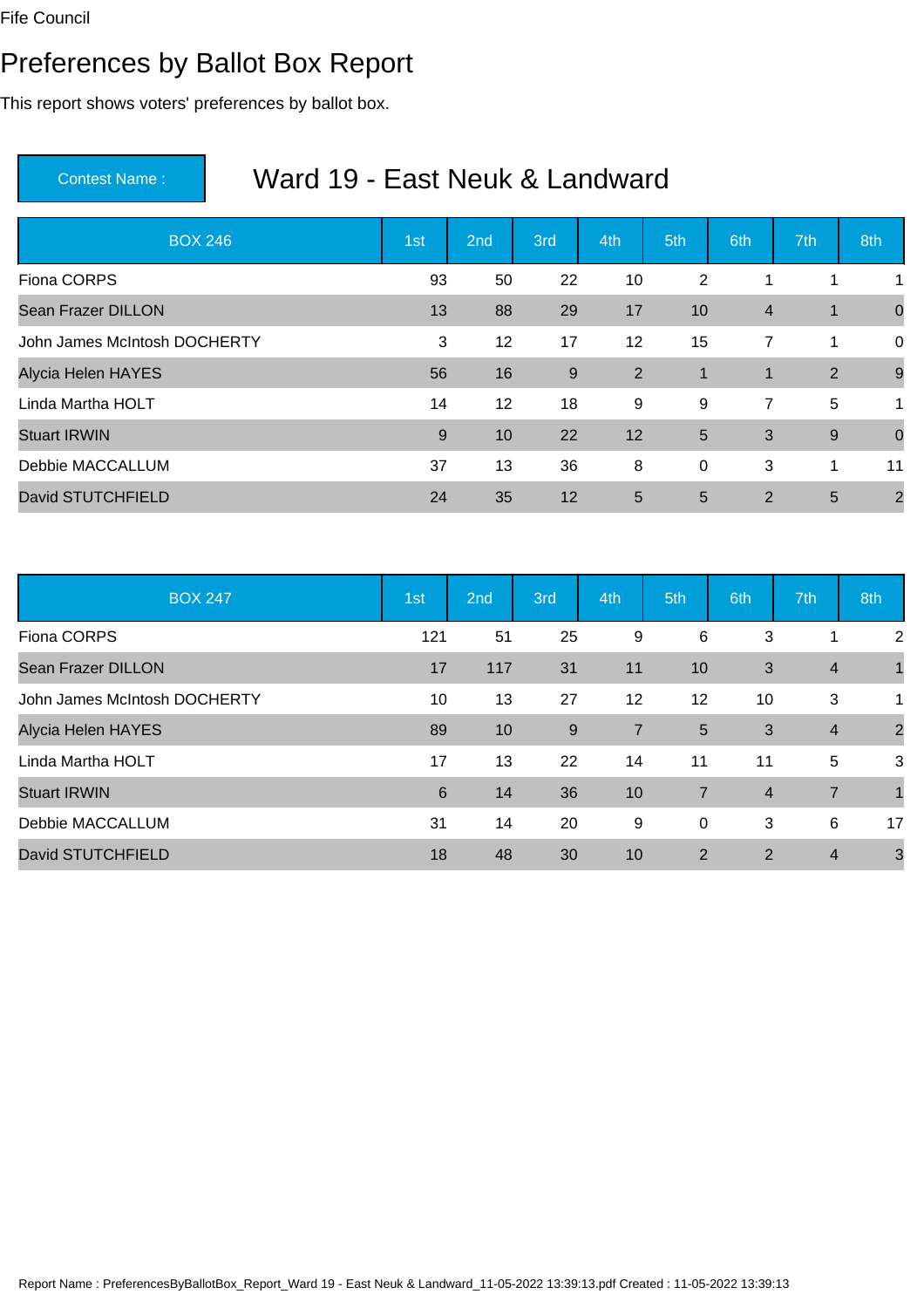Fife Council

# Preferences by Ballot Box Report

This report shows voters' preferences by ballot box.

**Contest Name :** Ward 19 - East Neuk & Landward

| BOX 246 | 1st | 2nd | 3rd | 4th | 5th | 6th | 7th | 8th |
|---|---|---|---|---|---|---|---|---|
| Fiona CORPS | 93 | 50 | 22 | 10 | 2 | 1 | 1 | 1 |
| Sean Frazer DILLON | 13 | 88 | 29 | 17 | 10 | 4 | 1 | 0 |
| John James McIntosh DOCHERTY | 3 | 12 | 17 | 12 | 15 | 7 | 1 | 0 |
| Alycia Helen HAYES | 56 | 16 | 9 | 2 | 1 | 1 | 2 | 9 |
| Linda Martha HOLT | 14 | 12 | 18 | 9 | 9 | 7 | 5 | 1 |
| Stuart IRWIN | 9 | 10 | 22 | 12 | 5 | 3 | 9 | 0 |
| Debbie MACCALLUM | 37 | 13 | 36 | 8 | 0 | 3 | 1 | 11 |
| David STUTCHFIELD | 24 | 35 | 12 | 5 | 5 | 2 | 5 | 2 |

| BOX 247 | 1st | 2nd | 3rd | 4th | 5th | 6th | 7th | 8th |
|---|---|---|---|---|---|---|---|---|
| Fiona CORPS | 121 | 51 | 25 | 9 | 6 | 3 | 1 | 2 |
| Sean Frazer DILLON | 17 | 117 | 31 | 11 | 10 | 3 | 4 | 1 |
| John James McIntosh DOCHERTY | 10 | 13 | 27 | 12 | 12 | 10 | 3 | 1 |
| Alycia Helen HAYES | 89 | 10 | 9 | 7 | 5 | 3 | 4 | 2 |
| Linda Martha HOLT | 17 | 13 | 22 | 14 | 11 | 11 | 5 | 3 |
| Stuart IRWIN | 6 | 14 | 36 | 10 | 7 | 4 | 7 | 1 |
| Debbie MACCALLUM | 31 | 14 | 20 | 9 | 0 | 3 | 6 | 17 |
| David STUTCHFIELD | 18 | 48 | 30 | 10 | 2 | 2 | 4 | 3 |

Report Name : PreferencesByBallotBox_Report_Ward 19 - East Neuk & Landward_11-05-2022 13:39:13.pdf Created : 11-05-2022 13:39:13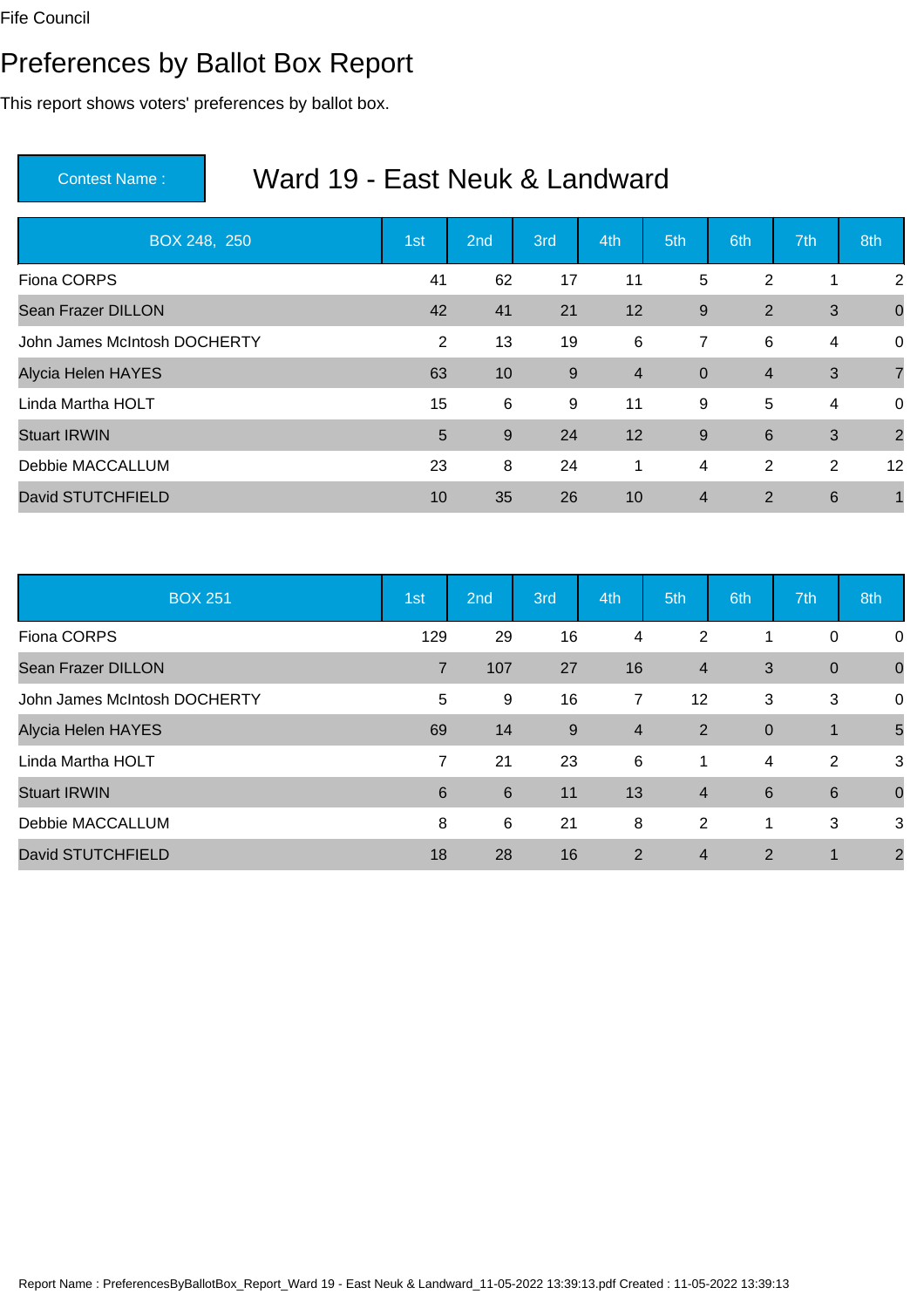Fife Council

# Preferences by Ballot Box Report

This report shows voters' preferences by ballot box.

**Contest Name :** Ward 19 - East Neuk & Landward

| BOX 248, 250 | 1st | 2nd | 3rd | 4th | 5th | 6th | 7th | 8th |
|---|---|---|---|---|---|---|---|---|
| Fiona CORPS | 41 | 62 | 17 | 11 | 5 | 2 | 1 | 2 |
| Sean Frazer DILLON | 42 | 41 | 21 | 12 | 9 | 2 | 3 | 0 |
| John James McIntosh DOCHERTY | 2 | 13 | 19 | 6 | 7 | 6 | 4 | 0 |
| Alycia Helen HAYES | 63 | 10 | 9 | 4 | 0 | 4 | 3 | 7 |
| Linda Martha HOLT | 15 | 6 | 9 | 11 | 9 | 5 | 4 | 0 |
| Stuart IRWIN | 5 | 9 | 24 | 12 | 9 | 6 | 3 | 2 |
| Debbie MACCALLUM | 23 | 8 | 24 | 1 | 4 | 2 | 2 | 12 |
| David STUTCHFIELD | 10 | 35 | 26 | 10 | 4 | 2 | 6 | 1 |

| BOX 251 | 1st | 2nd | 3rd | 4th | 5th | 6th | 7th | 8th |
|---|---|---|---|---|---|---|---|---|
| Fiona CORPS | 129 | 29 | 16 | 4 | 2 | 1 | 0 | 0 |
| Sean Frazer DILLON | 7 | 107 | 27 | 16 | 4 | 3 | 0 | 0 |
| John James McIntosh DOCHERTY | 5 | 9 | 16 | 7 | 12 | 3 | 3 | 0 |
| Alycia Helen HAYES | 69 | 14 | 9 | 4 | 2 | 0 | 1 | 5 |
| Linda Martha HOLT | 7 | 21 | 23 | 6 | 1 | 4 | 2 | 3 |
| Stuart IRWIN | 6 | 6 | 11 | 13 | 4 | 6 | 6 | 0 |
| Debbie MACCALLUM | 8 | 6 | 21 | 8 | 2 | 1 | 3 | 3 |
| David STUTCHFIELD | 18 | 28 | 16 | 2 | 4 | 2 | 1 | 2 |

Report Name : PreferencesByBallotBox_Report_Ward 19 - East Neuk & Landward_11-05-2022 13:39:13.pdf Created : 11-05-2022 13:39:13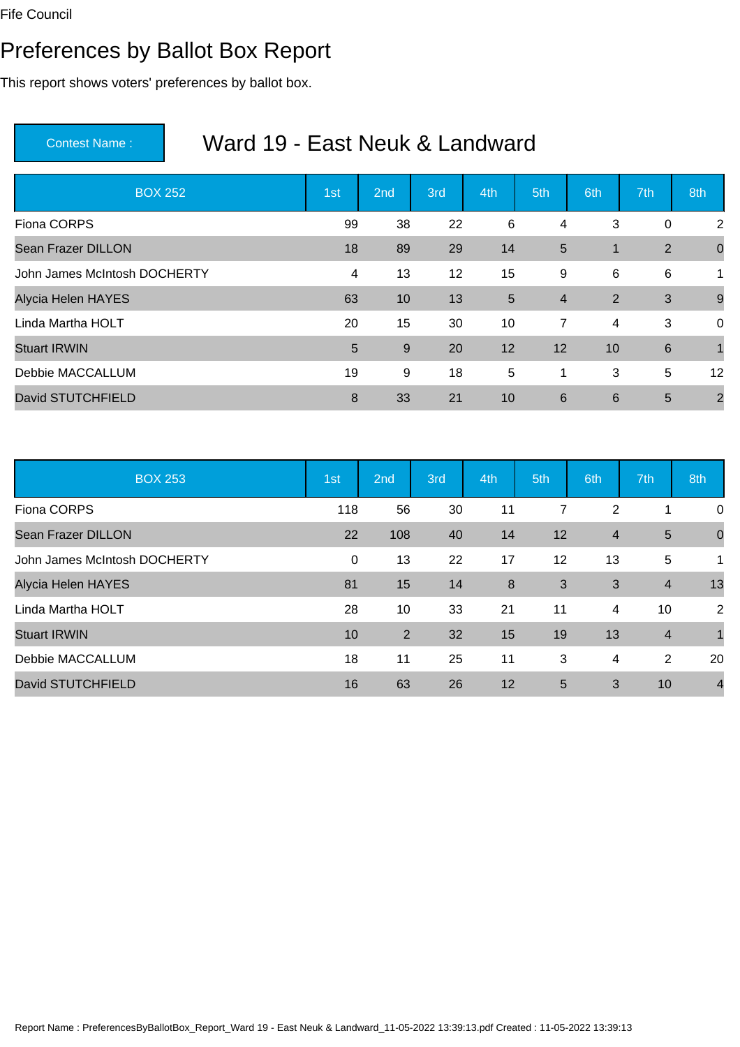Fife Council

# Preferences by Ballot Box Report

This report shows voters' preferences by ballot box.

**Contest Name :** Ward 19 - East Neuk & Landward

| BOX 252 | 1st | 2nd | 3rd | 4th | 5th | 6th | 7th | 8th |
|---|---|---|---|---|---|---|---|---|
| Fiona CORPS | 99 | 38 | 22 | 6 | 4 | 3 | 0 | 2 |
| Sean Frazer DILLON | 18 | 89 | 29 | 14 | 5 | 1 | 2 | 0 |
| John James McIntosh DOCHERTY | 4 | 13 | 12 | 15 | 9 | 6 | 6 | 1 |
| Alycia Helen HAYES | 63 | 10 | 13 | 5 | 4 | 2 | 3 | 9 |
| Linda Martha HOLT | 20 | 15 | 30 | 10 | 7 | 4 | 3 | 0 |
| Stuart IRWIN | 5 | 9 | 20 | 12 | 12 | 10 | 6 | 1 |
| Debbie MACCALLUM | 19 | 9 | 18 | 5 | 1 | 3 | 5 | 12 |
| David STUTCHFIELD | 8 | 33 | 21 | 10 | 6 | 6 | 5 | 2 |

| BOX 253 | 1st | 2nd | 3rd | 4th | 5th | 6th | 7th | 8th |
|---|---|---|---|---|---|---|---|---|
| Fiona CORPS | 118 | 56 | 30 | 11 | 7 | 2 | 1 | 0 |
| Sean Frazer DILLON | 22 | 108 | 40 | 14 | 12 | 4 | 5 | 0 |
| John James McIntosh DOCHERTY | 0 | 13 | 22 | 17 | 12 | 13 | 5 | 1 |
| Alycia Helen HAYES | 81 | 15 | 14 | 8 | 3 | 3 | 4 | 13 |
| Linda Martha HOLT | 28 | 10 | 33 | 21 | 11 | 4 | 10 | 2 |
| Stuart IRWIN | 10 | 2 | 32 | 15 | 19 | 13 | 4 | 1 |
| Debbie MACCALLUM | 18 | 11 | 25 | 11 | 3 | 4 | 2 | 20 |
| David STUTCHFIELD | 16 | 63 | 26 | 12 | 5 | 3 | 10 | 4 |

Report Name : PreferencesByBallotBox_Report_Ward 19 - East Neuk & Landward_11-05-2022 13:39:13.pdf Created : 11-05-2022 13:39:13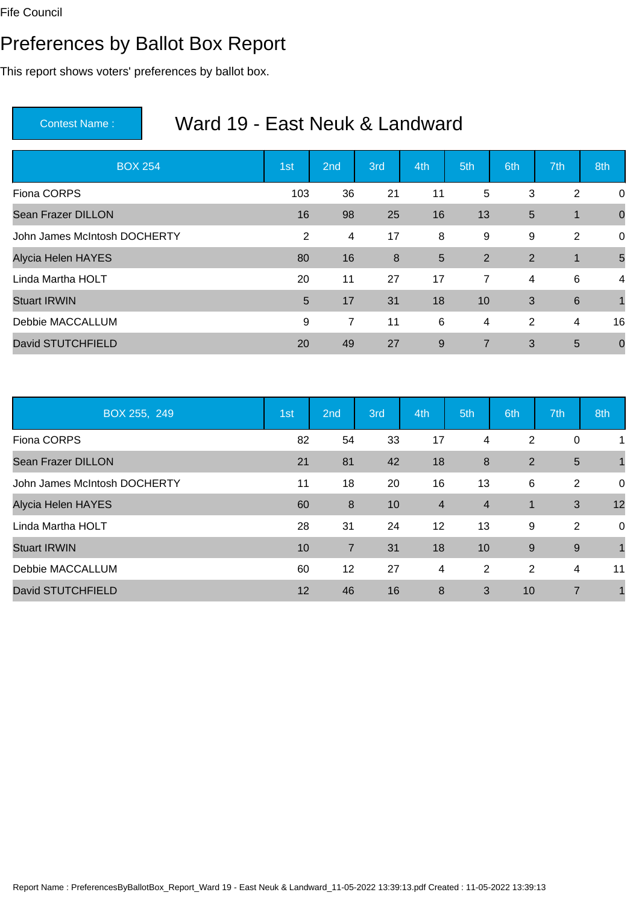Fife Council

# Preferences by Ballot Box Report

This report shows voters' preferences by ballot box.

**Contest Name :** Ward 19 - East Neuk & Landward

| BOX 254 | 1st | 2nd | 3rd | 4th | 5th | 6th | 7th | 8th |
|---|---|---|---|---|---|---|---|---|
| Fiona CORPS | 103 | 36 | 21 | 11 | 5 | 3 | 2 | 0 |
| Sean Frazer DILLON | 16 | 98 | 25 | 16 | 13 | 5 | 1 | 0 |
| John James McIntosh DOCHERTY | 2 | 4 | 17 | 8 | 9 | 9 | 2 | 0 |
| Alycia Helen HAYES | 80 | 16 | 8 | 5 | 2 | 2 | 1 | 5 |
| Linda Martha HOLT | 20 | 11 | 27 | 17 | 7 | 4 | 6 | 4 |
| Stuart IRWIN | 5 | 17 | 31 | 18 | 10 | 3 | 6 | 1 |
| Debbie MACCALLUM | 9 | 7 | 11 | 6 | 4 | 2 | 4 | 16 |
| David STUTCHFIELD | 20 | 49 | 27 | 9 | 7 | 3 | 5 | 0 |

| BOX 255, 249 | 1st | 2nd | 3rd | 4th | 5th | 6th | 7th | 8th |
|---|---|---|---|---|---|---|---|---|
| Fiona CORPS | 82 | 54 | 33 | 17 | 4 | 2 | 0 | 1 |
| Sean Frazer DILLON | 21 | 81 | 42 | 18 | 8 | 2 | 5 | 1 |
| John James McIntosh DOCHERTY | 11 | 18 | 20 | 16 | 13 | 6 | 2 | 0 |
| Alycia Helen HAYES | 60 | 8 | 10 | 4 | 4 | 1 | 3 | 12 |
| Linda Martha HOLT | 28 | 31 | 24 | 12 | 13 | 9 | 2 | 0 |
| Stuart IRWIN | 10 | 7 | 31 | 18 | 10 | 9 | 9 | 1 |
| Debbie MACCALLUM | 60 | 12 | 27 | 4 | 2 | 2 | 4 | 11 |
| David STUTCHFIELD | 12 | 46 | 16 | 8 | 3 | 10 | 7 | 1 |

Report Name : PreferencesByBallotBox_Report_Ward 19 - East Neuk & Landward_11-05-2022 13:39:13.pdf Created : 11-05-2022 13:39:13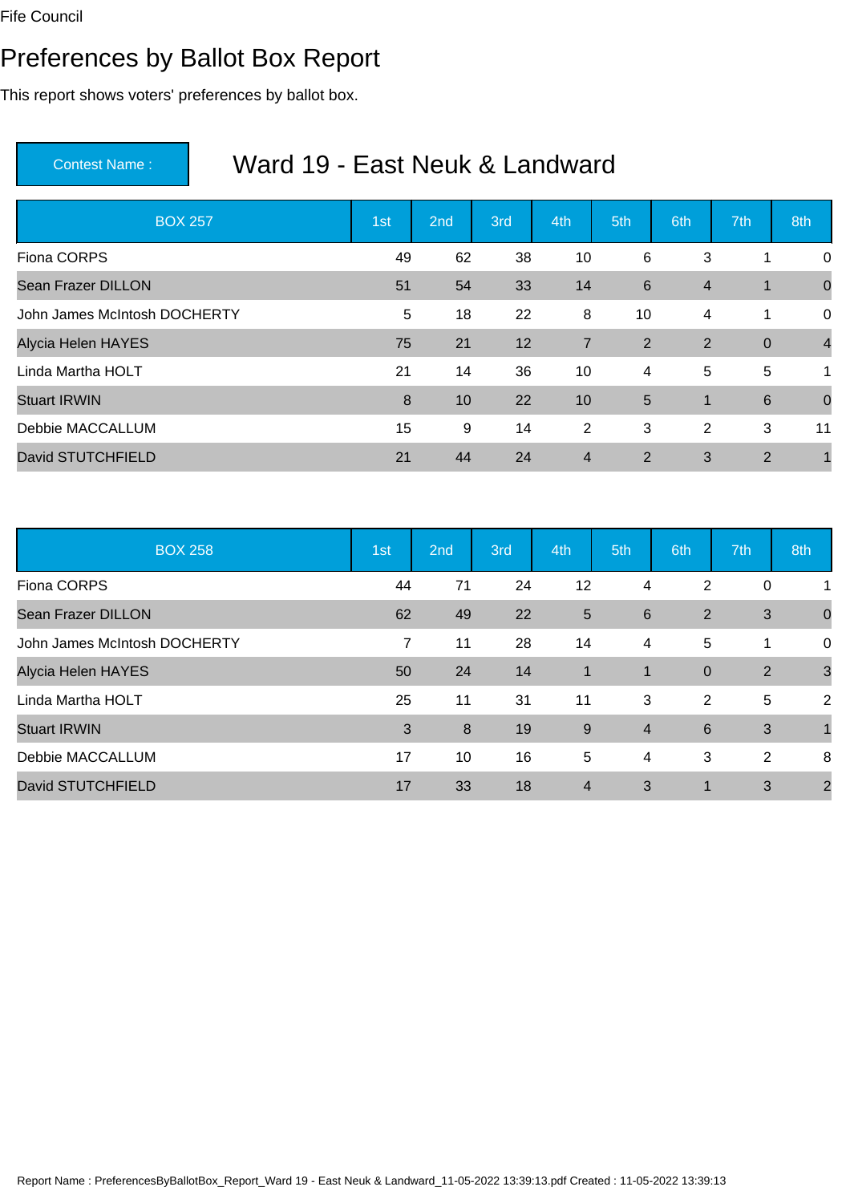Fife Council

# Preferences by Ballot Box Report

This report shows voters' preferences by ballot box.

**Contest Name :** Ward 19 - East Neuk & Landward

| BOX 257 | 1st | 2nd | 3rd | 4th | 5th | 6th | 7th | 8th |
|---|---|---|---|---|---|---|---|---|
| Fiona CORPS | 49 | 62 | 38 | 10 | 6 | 3 | 1 | 0 |
| Sean Frazer DILLON | 51 | 54 | 33 | 14 | 6 | 4 | 1 | 0 |
| John James McIntosh DOCHERTY | 5 | 18 | 22 | 8 | 10 | 4 | 1 | 0 |
| Alycia Helen HAYES | 75 | 21 | 12 | 7 | 2 | 2 | 0 | 4 |
| Linda Martha HOLT | 21 | 14 | 36 | 10 | 4 | 5 | 5 | 1 |
| Stuart IRWIN | 8 | 10 | 22 | 10 | 5 | 1 | 6 | 0 |
| Debbie MACCALLUM | 15 | 9 | 14 | 2 | 3 | 2 | 3 | 11 |
| David STUTCHFIELD | 21 | 44 | 24 | 4 | 2 | 3 | 2 | 1 |

| BOX 258 | 1st | 2nd | 3rd | 4th | 5th | 6th | 7th | 8th |
|---|---|---|---|---|---|---|---|---|
| Fiona CORPS | 44 | 71 | 24 | 12 | 4 | 2 | 0 | 1 |
| Sean Frazer DILLON | 62 | 49 | 22 | 5 | 6 | 2 | 3 | 0 |
| John James McIntosh DOCHERTY | 7 | 11 | 28 | 14 | 4 | 5 | 1 | 0 |
| Alycia Helen HAYES | 50 | 24 | 14 | 1 | 1 | 0 | 2 | 3 |
| Linda Martha HOLT | 25 | 11 | 31 | 11 | 3 | 2 | 5 | 2 |
| Stuart IRWIN | 3 | 8 | 19 | 9 | 4 | 6 | 3 | 1 |
| Debbie MACCALLUM | 17 | 10 | 16 | 5 | 4 | 3 | 2 | 8 |
| David STUTCHFIELD | 17 | 33 | 18 | 4 | 3 | 1 | 3 | 2 |

Report Name : PreferencesByBallotBox_Report_Ward 19 - East Neuk & Landward_11-05-2022 13:39:13.pdf Created : 11-05-2022 13:39:13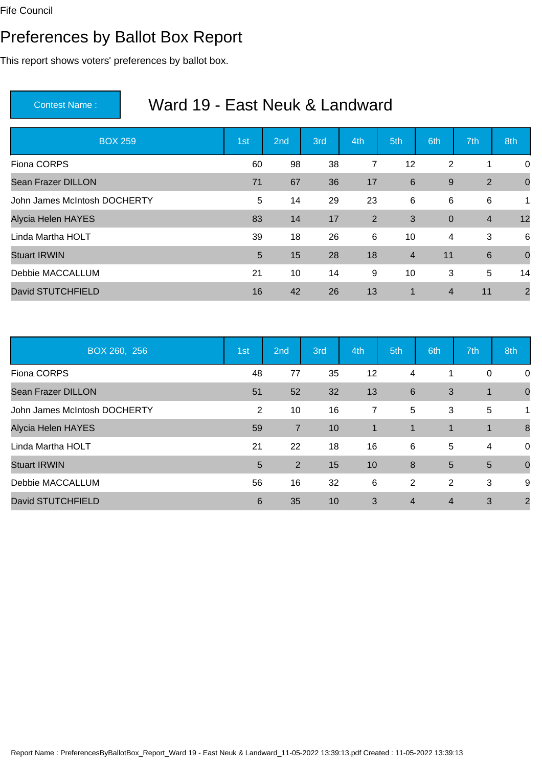Fife Council

# Preferences by Ballot Box Report

This report shows voters' preferences by ballot box.

**Contest Name :** Ward 19 - East Neuk & Landward

| BOX 259 | 1st | 2nd | 3rd | 4th | 5th | 6th | 7th | 8th |
|---|---|---|---|---|---|---|---|---|
| Fiona CORPS | 60 | 98 | 38 | 7 | 12 | 2 | 1 | 0 |
| Sean Frazer DILLON | 71 | 67 | 36 | 17 | 6 | 9 | 2 | 0 |
| John James McIntosh DOCHERTY | 5 | 14 | 29 | 23 | 6 | 6 | 6 | 1 |
| Alycia Helen HAYES | 83 | 14 | 17 | 2 | 3 | 0 | 4 | 12 |
| Linda Martha HOLT | 39 | 18 | 26 | 6 | 10 | 4 | 3 | 6 |
| Stuart IRWIN | 5 | 15 | 28 | 18 | 4 | 11 | 6 | 0 |
| Debbie MACCALLUM | 21 | 10 | 14 | 9 | 10 | 3 | 5 | 14 |
| David STUTCHFIELD | 16 | 42 | 26 | 13 | 1 | 4 | 11 | 2 |

| BOX 260, 256 | 1st | 2nd | 3rd | 4th | 5th | 6th | 7th | 8th |
|---|---|---|---|---|---|---|---|---|
| Fiona CORPS | 48 | 77 | 35 | 12 | 4 | 1 | 0 | 0 |
| Sean Frazer DILLON | 51 | 52 | 32 | 13 | 6 | 3 | 1 | 0 |
| John James McIntosh DOCHERTY | 2 | 10 | 16 | 7 | 5 | 3 | 5 | 1 |
| Alycia Helen HAYES | 59 | 7 | 10 | 1 | 1 | 1 | 1 | 8 |
| Linda Martha HOLT | 21 | 22 | 18 | 16 | 6 | 5 | 4 | 0 |
| Stuart IRWIN | 5 | 2 | 15 | 10 | 8 | 5 | 5 | 0 |
| Debbie MACCALLUM | 56 | 16 | 32 | 6 | 2 | 2 | 3 | 9 |
| David STUTCHFIELD | 6 | 35 | 10 | 3 | 4 | 4 | 3 | 2 |

Report Name : PreferencesByBallotBox_Report_Ward 19 - East Neuk & Landward_11-05-2022 13:39:13.pdf Created : 11-05-2022 13:39:13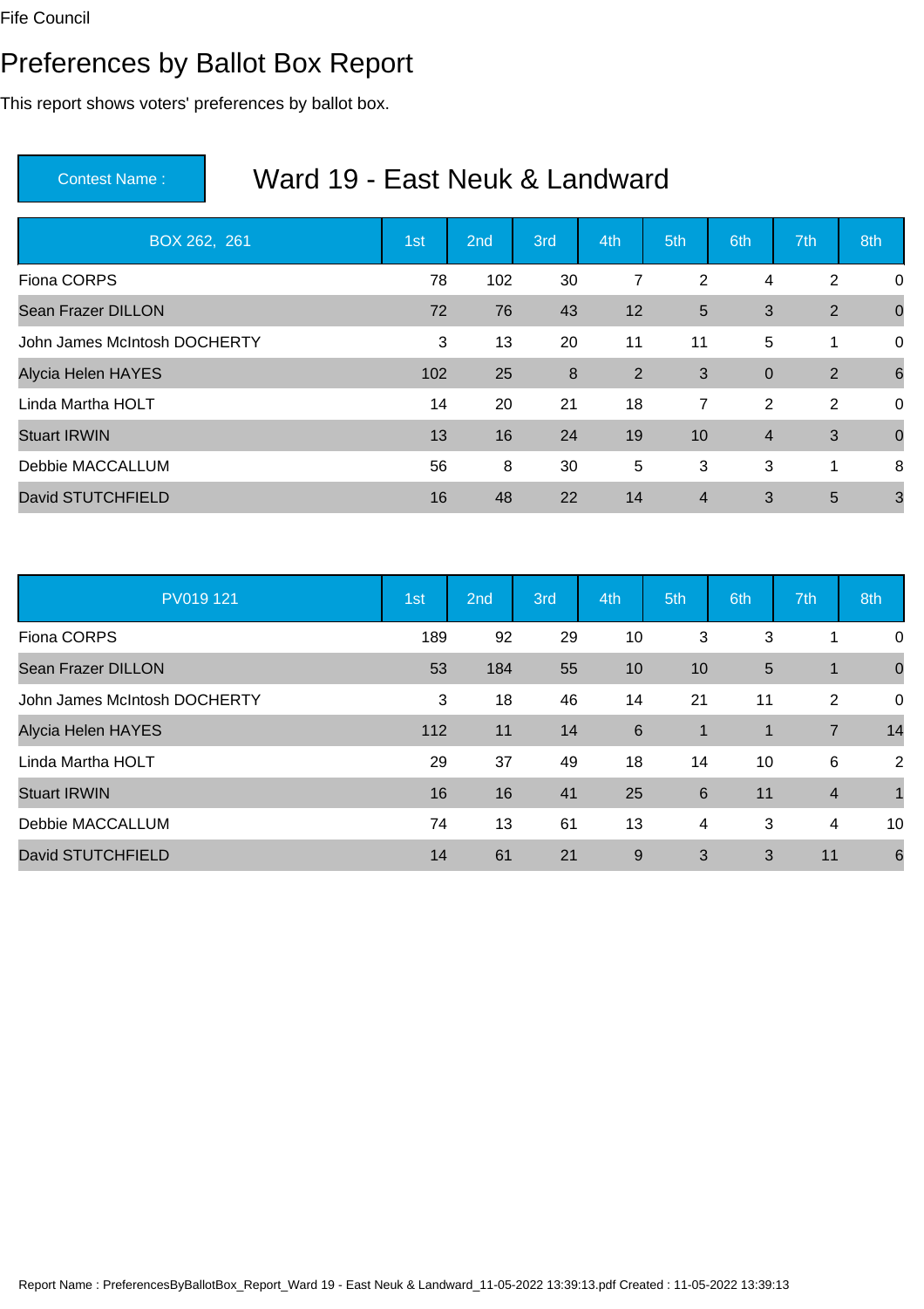Fife Council

# Preferences by Ballot Box Report

This report shows voters' preferences by ballot box.

| Contest Name : | Ward 19 - East Neuk & Landward |
|---|---|

| BOX 262, 261 | 1st | 2nd | 3rd | 4th | 5th | 6th | 7th | 8th |
|---|---|---|---|---|---|---|---|---|
| Fiona CORPS | 78 | 102 | 30 | 7 | 2 | 4 | 2 | 0 |
| Sean Frazer DILLON | 72 | 76 | 43 | 12 | 5 | 3 | 2 | 0 |
| John James McIntosh DOCHERTY | 3 | 13 | 20 | 11 | 11 | 5 | 1 | 0 |
| Alycia Helen HAYES | 102 | 25 | 8 | 2 | 3 | 0 | 2 | 6 |
| Linda Martha HOLT | 14 | 20 | 21 | 18 | 7 | 2 | 2 | 0 |
| Stuart IRWIN | 13 | 16 | 24 | 19 | 10 | 4 | 3 | 0 |
| Debbie MACCALLUM | 56 | 8 | 30 | 5 | 3 | 3 | 1 | 8 |
| David STUTCHFIELD | 16 | 48 | 22 | 14 | 4 | 3 | 5 | 3 |

| PV019 121 | 1st | 2nd | 3rd | 4th | 5th | 6th | 7th | 8th |
|---|---|---|---|---|---|---|---|---|
| Fiona CORPS | 189 | 92 | 29 | 10 | 3 | 3 | 1 | 0 |
| Sean Frazer DILLON | 53 | 184 | 55 | 10 | 10 | 5 | 1 | 0 |
| John James McIntosh DOCHERTY | 3 | 18 | 46 | 14 | 21 | 11 | 2 | 0 |
| Alycia Helen HAYES | 112 | 11 | 14 | 6 | 1 | 1 | 7 | 14 |
| Linda Martha HOLT | 29 | 37 | 49 | 18 | 14 | 10 | 6 | 2 |
| Stuart IRWIN | 16 | 16 | 41 | 25 | 6 | 11 | 4 | 1 |
| Debbie MACCALLUM | 74 | 13 | 61 | 13 | 4 | 3 | 4 | 10 |
| David STUTCHFIELD | 14 | 61 | 21 | 9 | 3 | 3 | 11 | 6 |

Report Name : PreferencesByBallotBox_Report_Ward 19 - East Neuk & Landward_11-05-2022 13:39:13.pdf Created : 11-05-2022 13:39:13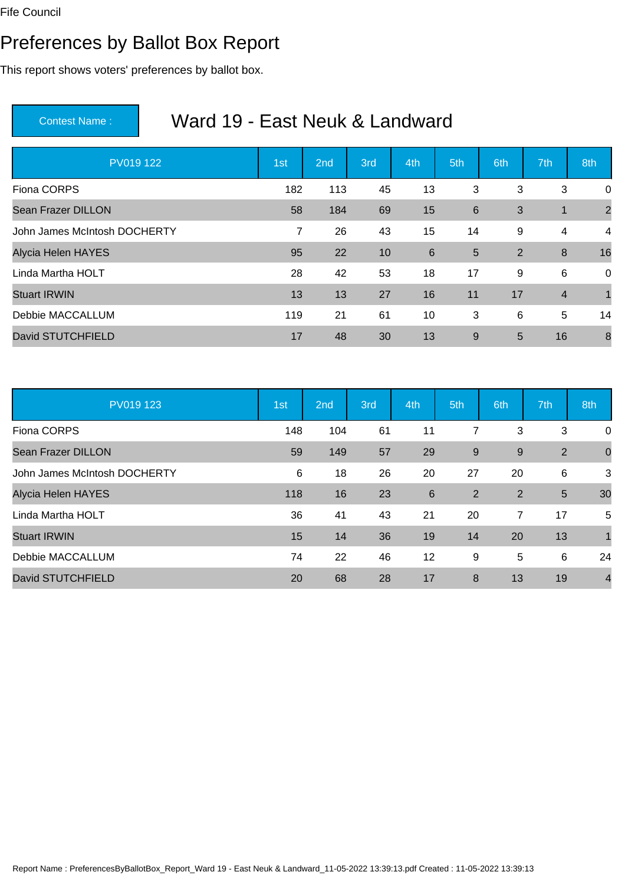Fife Council

# Preferences by Ballot Box Report

This report shows voters' preferences by ballot box.

**Contest Name :** Ward 19 - East Neuk & Landward

| PV019 122 | 1st | 2nd | 3rd | 4th | 5th | 6th | 7th | 8th |
|---|---|---|---|---|---|---|---|---|
| Fiona CORPS | 182 | 113 | 45 | 13 | 3 | 3 | 3 | 0 |
| Sean Frazer DILLON | 58 | 184 | 69 | 15 | 6 | 3 | 1 | 2 |
| John James McIntosh DOCHERTY | 7 | 26 | 43 | 15 | 14 | 9 | 4 | 4 |
| Alycia Helen HAYES | 95 | 22 | 10 | 6 | 5 | 2 | 8 | 16 |
| Linda Martha HOLT | 28 | 42 | 53 | 18 | 17 | 9 | 6 | 0 |
| Stuart IRWIN | 13 | 13 | 27 | 16 | 11 | 17 | 4 | 1 |
| Debbie MACCALLUM | 119 | 21 | 61 | 10 | 3 | 6 | 5 | 14 |
| David STUTCHFIELD | 17 | 48 | 30 | 13 | 9 | 5 | 16 | 8 |

| PV019 123 | 1st | 2nd | 3rd | 4th | 5th | 6th | 7th | 8th |
|---|---|---|---|---|---|---|---|---|
| Fiona CORPS | 148 | 104 | 61 | 11 | 7 | 3 | 3 | 0 |
| Sean Frazer DILLON | 59 | 149 | 57 | 29 | 9 | 9 | 2 | 0 |
| John James McIntosh DOCHERTY | 6 | 18 | 26 | 20 | 27 | 20 | 6 | 3 |
| Alycia Helen HAYES | 118 | 16 | 23 | 6 | 2 | 2 | 5 | 30 |
| Linda Martha HOLT | 36 | 41 | 43 | 21 | 20 | 7 | 17 | 5 |
| Stuart IRWIN | 15 | 14 | 36 | 19 | 14 | 20 | 13 | 1 |
| Debbie MACCALLUM | 74 | 22 | 46 | 12 | 9 | 5 | 6 | 24 |
| David STUTCHFIELD | 20 | 68 | 28 | 17 | 8 | 13 | 19 | 4 |

Report Name : PreferencesByBallotBox_Report_Ward 19 - East Neuk & Landward_11-05-2022 13:39:13.pdf Created : 11-05-2022 13:39:13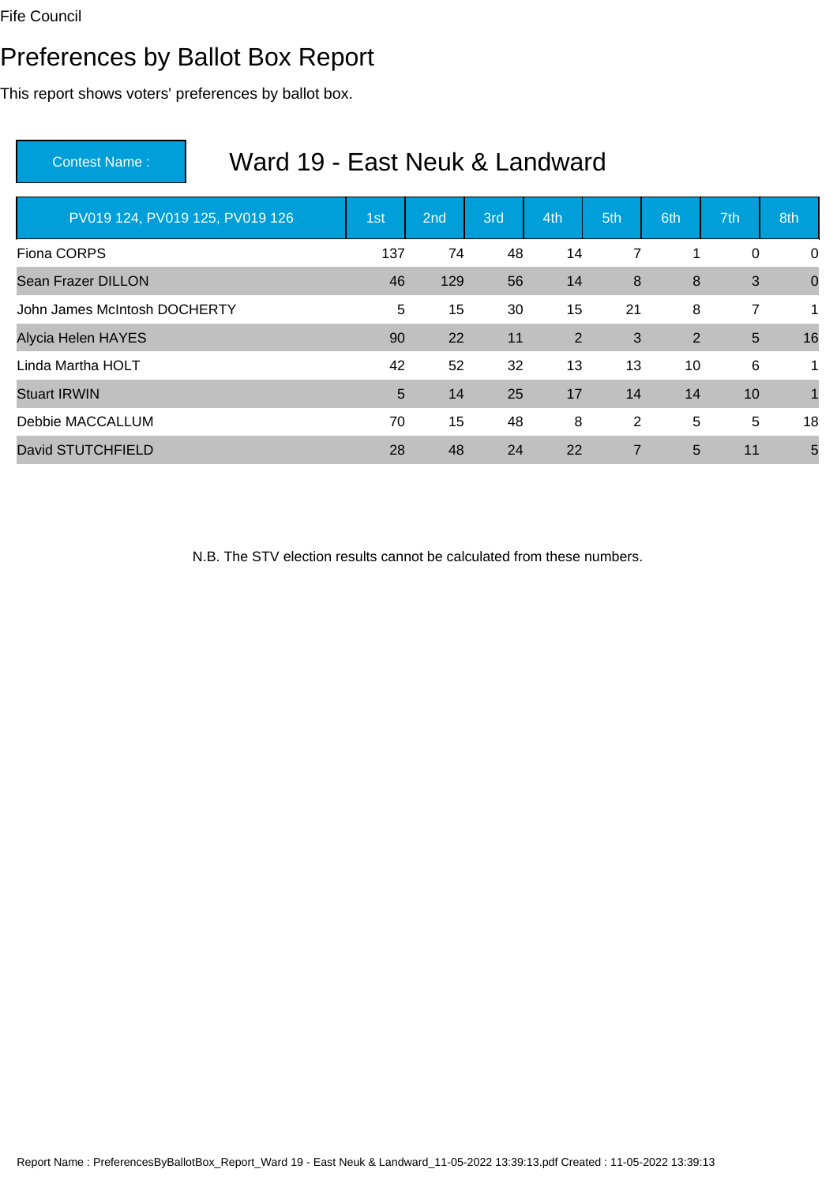Fife Council

# Preferences by Ballot Box Report

This report shows voters' preferences by ballot box.

Contest Name : **Ward 19 - East Neuk & Landward**

| PV019 124, PV019 125, PV019 126 | 1st | 2nd | 3rd | 4th | 5th | 6th | 7th | 8th |
|---|---|---|---|---|---|---|---|---|
| Fiona CORPS | 137 | 74 | 48 | 14 | 7 | 1 | 0 | 0 |
| Sean Frazer DILLON | 46 | 129 | 56 | 14 | 8 | 8 | 3 | 0 |
| John James McIntosh DOCHERTY | 5 | 15 | 30 | 15 | 21 | 8 | 7 | 1 |
| Alycia Helen HAYES | 90 | 22 | 11 | 2 | 3 | 2 | 5 | 16 |
| Linda Martha HOLT | 42 | 52 | 32 | 13 | 13 | 10 | 6 | 1 |
| Stuart IRWIN | 5 | 14 | 25 | 17 | 14 | 14 | 10 | 1 |
| Debbie MACCALLUM | 70 | 15 | 48 | 8 | 2 | 5 | 5 | 18 |
| David STUTCHFIELD | 28 | 48 | 24 | 22 | 7 | 5 | 11 | 5 |

N.B. The STV election results cannot be calculated from these numbers.

Report Name : PreferencesByBallotBox_Report_Ward 19 - East Neuk & Landward_11-05-2022 13:39:13.pdf Created : 11-05-2022 13:39:13